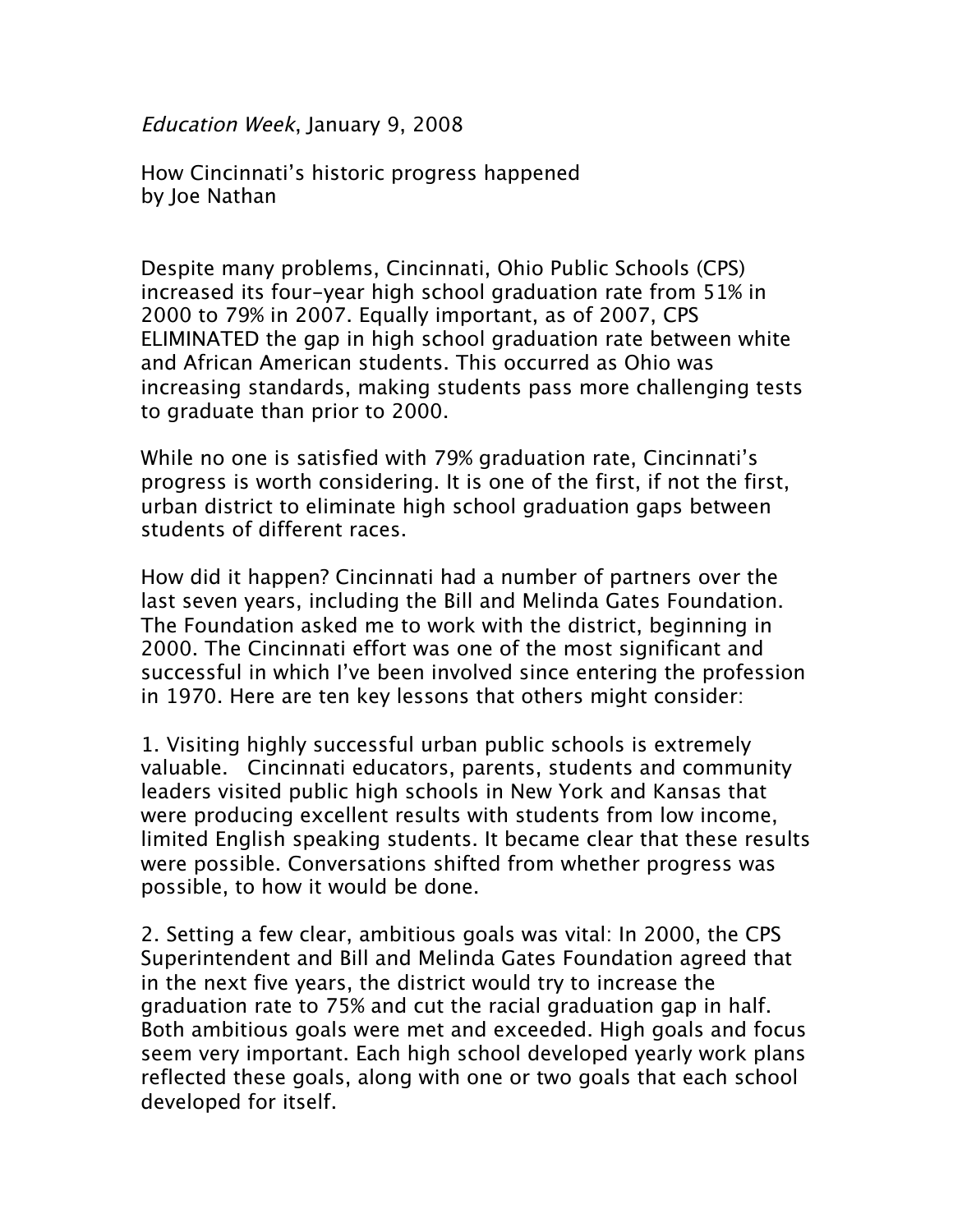*Education Week*, January 9, 2008

How Cincinnati's historic progress happened
by Joe Nathan

Despite many problems, Cincinnati, Ohio Public Schools (CPS) increased its four-year high school graduation rate from 51% in 2000 to 79% in 2007. Equally important, as of 2007, CPS ELIMINATED the gap in high school graduation rate between white and African American students. This occurred as Ohio was increasing standards, making students pass more challenging tests to graduate than prior to 2000.

While no one is satisfied with 79% graduation rate, Cincinnati's progress is worth considering. It is one of the first, if not the first, urban district to eliminate high school graduation gaps between students of different races.

How did it happen? Cincinnati had a number of partners over the last seven years, including the Bill and Melinda Gates Foundation. The Foundation asked me to work with the district, beginning in 2000. The Cincinnati effort was one of the most significant and successful in which I've been involved since entering the profession in 1970. Here are ten key lessons that others might consider:

1. Visiting highly successful urban public schools is extremely valuable. Cincinnati educators, parents, students and community leaders visited public high schools in New York and Kansas that were producing excellent results with students from low income, limited English speaking students. It became clear that these results were possible. Conversations shifted from whether progress was possible, to how it would be done.

2. Setting a few clear, ambitious goals was vital: In 2000, the CPS Superintendent and Bill and Melinda Gates Foundation agreed that in the next five years, the district would try to increase the graduation rate to 75% and cut the racial graduation gap in half. Both ambitious goals were met and exceeded. High goals and focus seem very important. Each high school developed yearly work plans reflected these goals, along with one or two goals that each school developed for itself.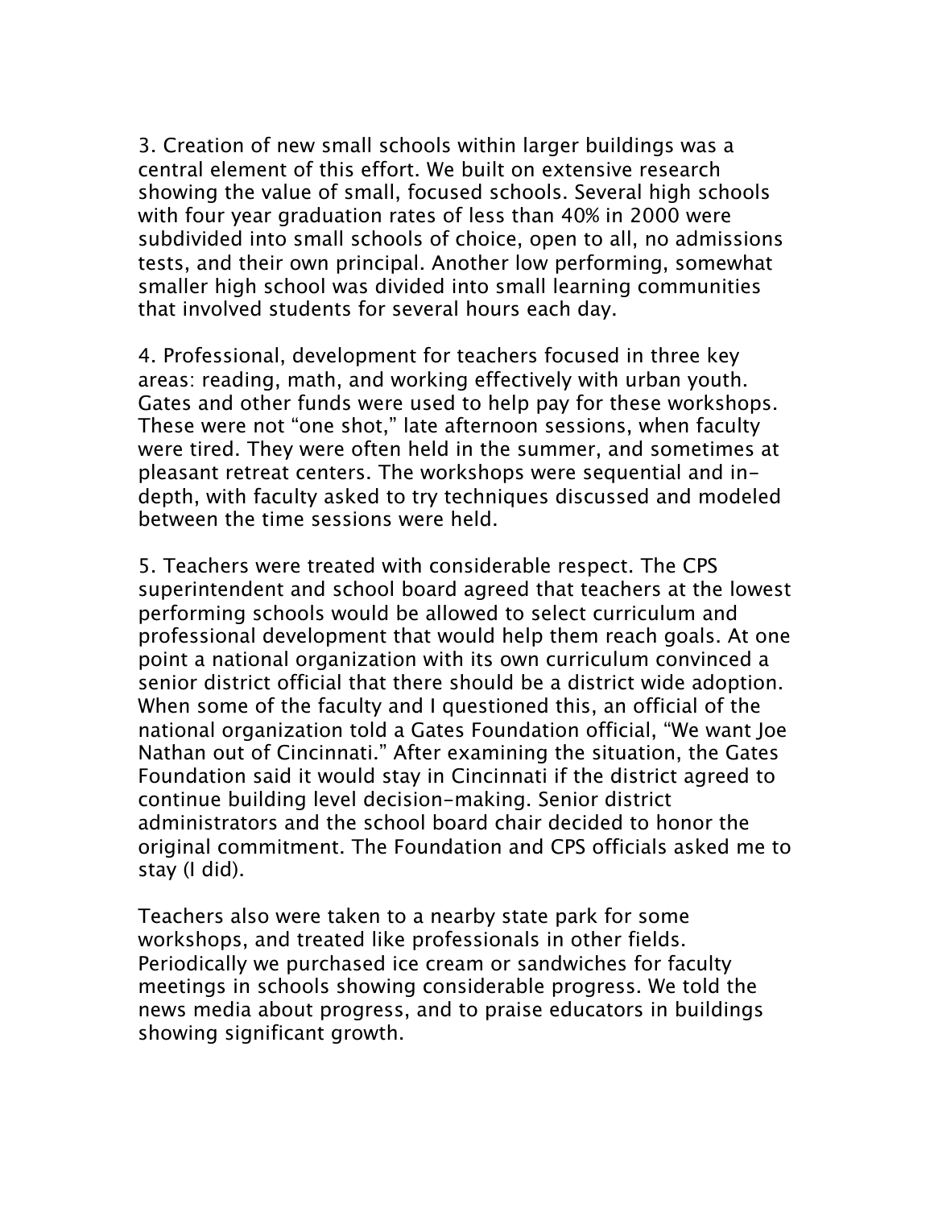3. Creation of new small schools within larger buildings was a central element of this effort. We built on extensive research showing the value of small, focused schools. Several high schools with four year graduation rates of less than 40% in 2000 were subdivided into small schools of choice, open to all, no admissions tests, and their own principal. Another low performing, somewhat smaller high school was divided into small learning communities that involved students for several hours each day.

4. Professional, development for teachers focused in three key areas: reading, math, and working effectively with urban youth. Gates and other funds were used to help pay for these workshops. These were not "one shot," late afternoon sessions, when faculty were tired. They were often held in the summer, and sometimes at pleasant retreat centers. The workshops were sequential and in-depth, with faculty asked to try techniques discussed and modeled between the time sessions were held.

5. Teachers were treated with considerable respect. The CPS superintendent and school board agreed that teachers at the lowest performing schools would be allowed to select curriculum and professional development that would help them reach goals. At one point a national organization with its own curriculum convinced a senior district official that there should be a district wide adoption. When some of the faculty and I questioned this, an official of the national organization told a Gates Foundation official, "We want Joe Nathan out of Cincinnati." After examining the situation, the Gates Foundation said it would stay in Cincinnati if the district agreed to continue building level decision-making. Senior district administrators and the school board chair decided to honor the original commitment. The Foundation and CPS officials asked me to stay (I did).

Teachers also were taken to a nearby state park for some workshops, and treated like professionals in other fields. Periodically we purchased ice cream or sandwiches for faculty meetings in schools showing considerable progress. We told the news media about progress, and to praise educators in buildings showing significant growth.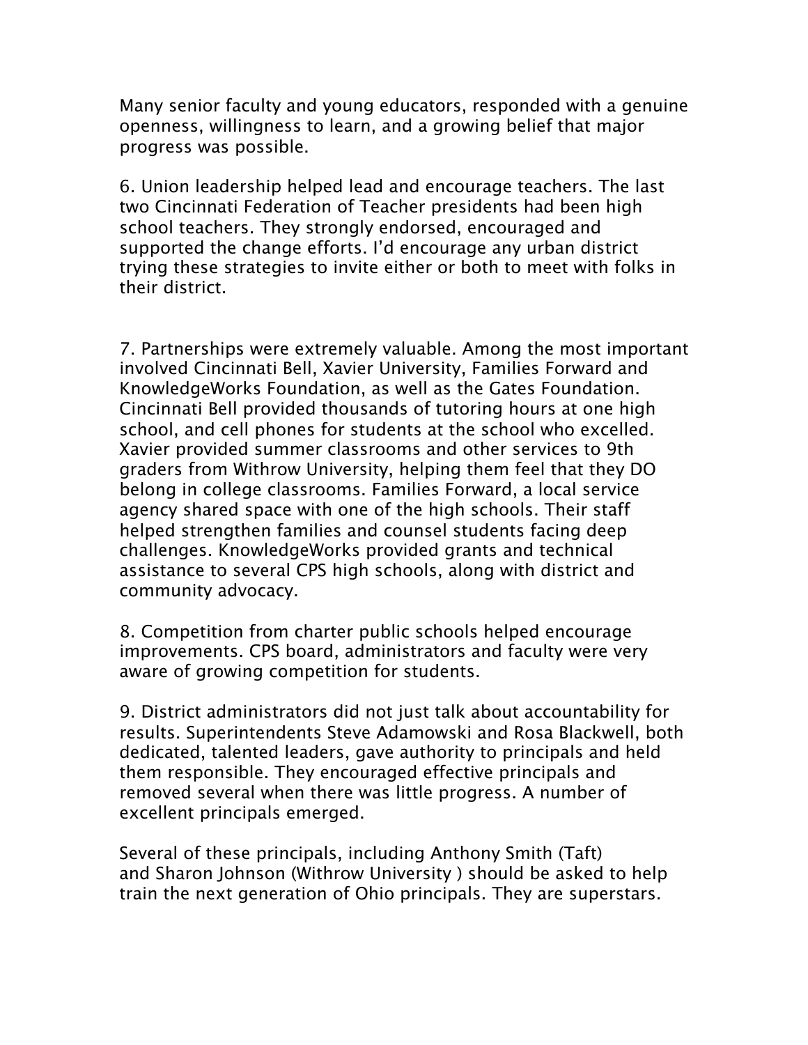Many senior faculty and young educators, responded with a genuine openness, willingness to learn, and a growing belief that major progress was possible.

6. Union leadership helped lead and encourage teachers. The last two Cincinnati Federation of Teacher presidents had been high school teachers. They strongly endorsed, encouraged and supported the change efforts. I'd encourage any urban district trying these strategies to invite either or both to meet with folks in their district.

7. Partnerships were extremely valuable. Among the most important involved Cincinnati Bell, Xavier University, Families Forward and KnowledgeWorks Foundation, as well as the Gates Foundation. Cincinnati Bell provided thousands of tutoring hours at one high school, and cell phones for students at the school who excelled. Xavier provided summer classrooms and other services to 9th graders from Withrow University, helping them feel that they DO belong in college classrooms. Families Forward, a local service agency shared space with one of the high schools. Their staff helped strengthen families and counsel students facing deep challenges. KnowledgeWorks provided grants and technical assistance to several CPS high schools, along with district and community advocacy.

8. Competition from charter public schools helped encourage improvements. CPS board, administrators and faculty were very aware of growing competition for students.

9. District administrators did not just talk about accountability for results. Superintendents Steve Adamowski and Rosa Blackwell, both dedicated, talented leaders, gave authority to principals and held them responsible. They encouraged effective principals and removed several when there was little progress. A number of excellent principals emerged.

Several of these principals, including Anthony Smith (Taft) and Sharon Johnson (Withrow University ) should be asked to help train the next generation of Ohio principals. They are superstars.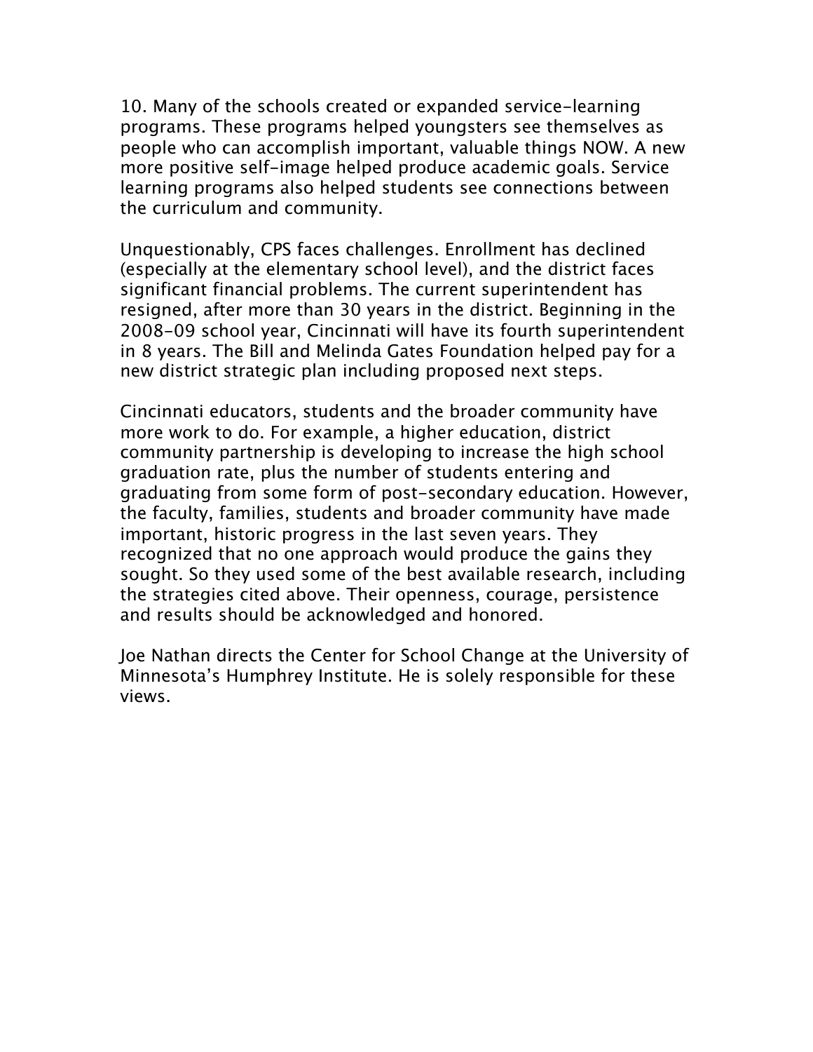10. Many of the schools created or expanded service-learning programs. These programs helped youngsters see themselves as people who can accomplish important, valuable things NOW. A new more positive self-image helped produce academic goals. Service learning programs also helped students see connections between the curriculum and community.

Unquestionably, CPS faces challenges. Enrollment has declined (especially at the elementary school level), and the district faces significant financial problems. The current superintendent has resigned, after more than 30 years in the district. Beginning in the 2008-09 school year, Cincinnati will have its fourth superintendent in 8 years. The Bill and Melinda Gates Foundation helped pay for a new district strategic plan including proposed next steps.

Cincinnati educators, students and the broader community have more work to do. For example, a higher education, district community partnership is developing to increase the high school graduation rate, plus the number of students entering and graduating from some form of post-secondary education. However, the faculty, families, students and broader community have made important, historic progress in the last seven years. They recognized that no one approach would produce the gains they sought. So they used some of the best available research, including the strategies cited above. Their openness, courage, persistence and results should be acknowledged and honored.

Joe Nathan directs the Center for School Change at the University of Minnesota's Humphrey Institute. He is solely responsible for these views.